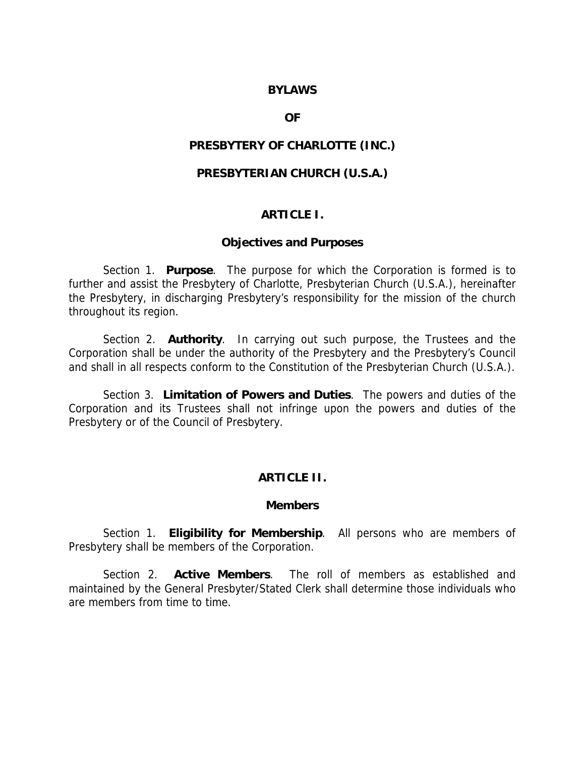# BYLAWS

# OF

# PRESBYTERY OF CHARLOTTE (INC.)

# PRESBYTERIAN CHURCH (U.S.A.)

## ARTICLE I.

### Objectives and Purposes

Section 1. **Purpose**. The purpose for which the Corporation is formed is to further and assist the Presbytery of Charlotte, Presbyterian Church (U.S.A.), hereinafter the Presbytery, in discharging Presbytery's responsibility for the mission of the church throughout its region.

Section 2. **Authority**. In carrying out such purpose, the Trustees and the Corporation shall be under the authority of the Presbytery and the Presbytery's Council and shall in all respects conform to the Constitution of the Presbyterian Church (U.S.A.).

Section 3. **Limitation of Powers and Duties**. The powers and duties of the Corporation and its Trustees shall not infringe upon the powers and duties of the Presbytery or of the Council of Presbytery.

## ARTICLE II.

### Members

Section 1. **Eligibility for Membership**. All persons who are members of Presbytery shall be members of the Corporation.

Section 2. **Active Members**. The roll of members as established and maintained by the General Presbyter/Stated Clerk shall determine those individuals who are members from time to time.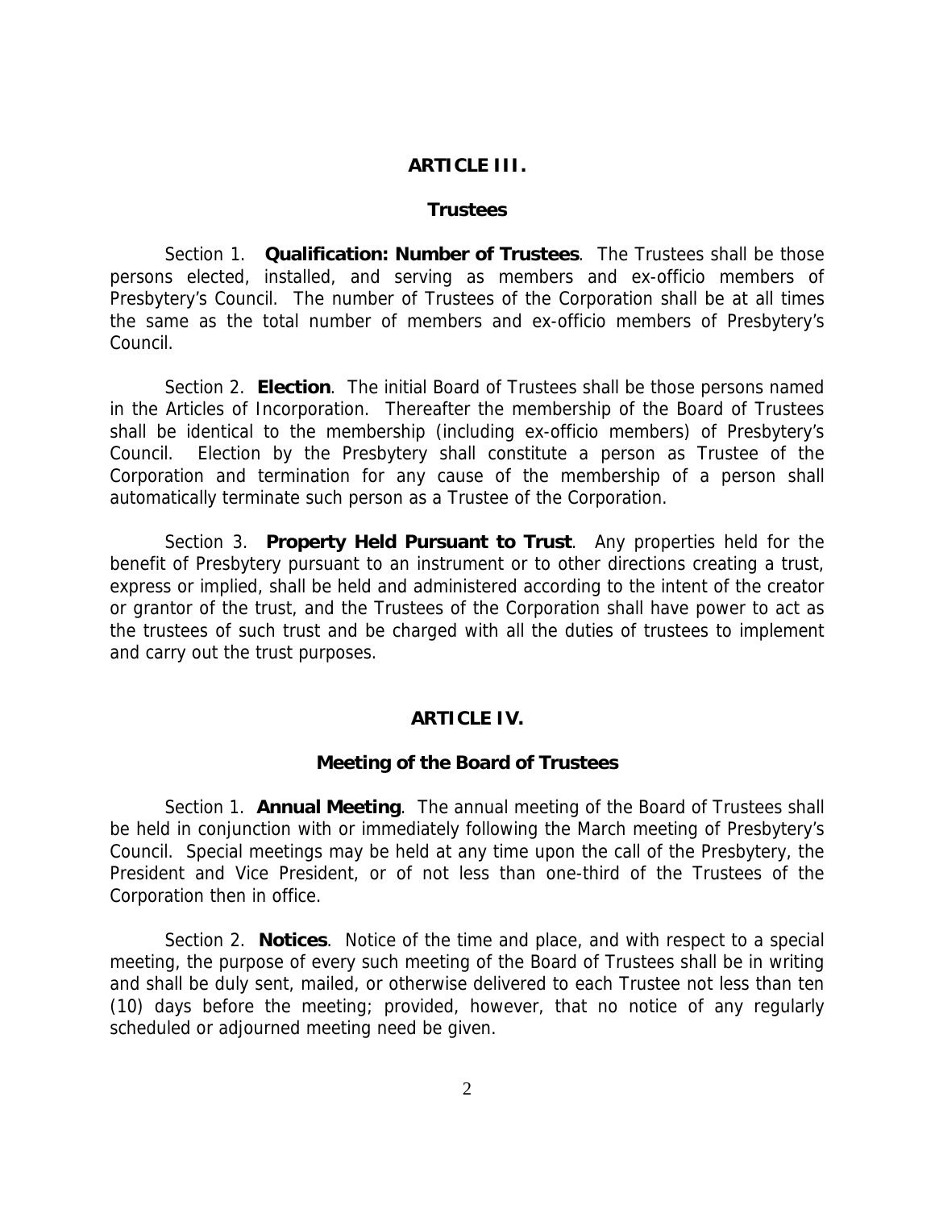## ARTICLE III.

## Trustees

Section 1. **Qualification: Number of Trustees**. The Trustees shall be those persons elected, installed, and serving as members and ex-officio members of Presbytery's Council. The number of Trustees of the Corporation shall be at all times the same as the total number of members and ex-officio members of Presbytery's Council.

Section 2. **Election**. The initial Board of Trustees shall be those persons named in the Articles of Incorporation. Thereafter the membership of the Board of Trustees shall be identical to the membership (including ex-officio members) of Presbytery's Council. Election by the Presbytery shall constitute a person as Trustee of the Corporation and termination for any cause of the membership of a person shall automatically terminate such person as a Trustee of the Corporation.

Section 3. **Property Held Pursuant to Trust**. Any properties held for the benefit of Presbytery pursuant to an instrument or to other directions creating a trust, express or implied, shall be held and administered according to the intent of the creator or grantor of the trust, and the Trustees of the Corporation shall have power to act as the trustees of such trust and be charged with all the duties of trustees to implement and carry out the trust purposes.

## ARTICLE IV.

## Meeting of the Board of Trustees

Section 1. **Annual Meeting**. The annual meeting of the Board of Trustees shall be held in conjunction with or immediately following the March meeting of Presbytery's Council. Special meetings may be held at any time upon the call of the Presbytery, the President and Vice President, or of not less than one-third of the Trustees of the Corporation then in office.

Section 2. **Notices**. Notice of the time and place, and with respect to a special meeting, the purpose of every such meeting of the Board of Trustees shall be in writing and shall be duly sent, mailed, or otherwise delivered to each Trustee not less than ten (10) days before the meeting; provided, however, that no notice of any regularly scheduled or adjourned meeting need be given.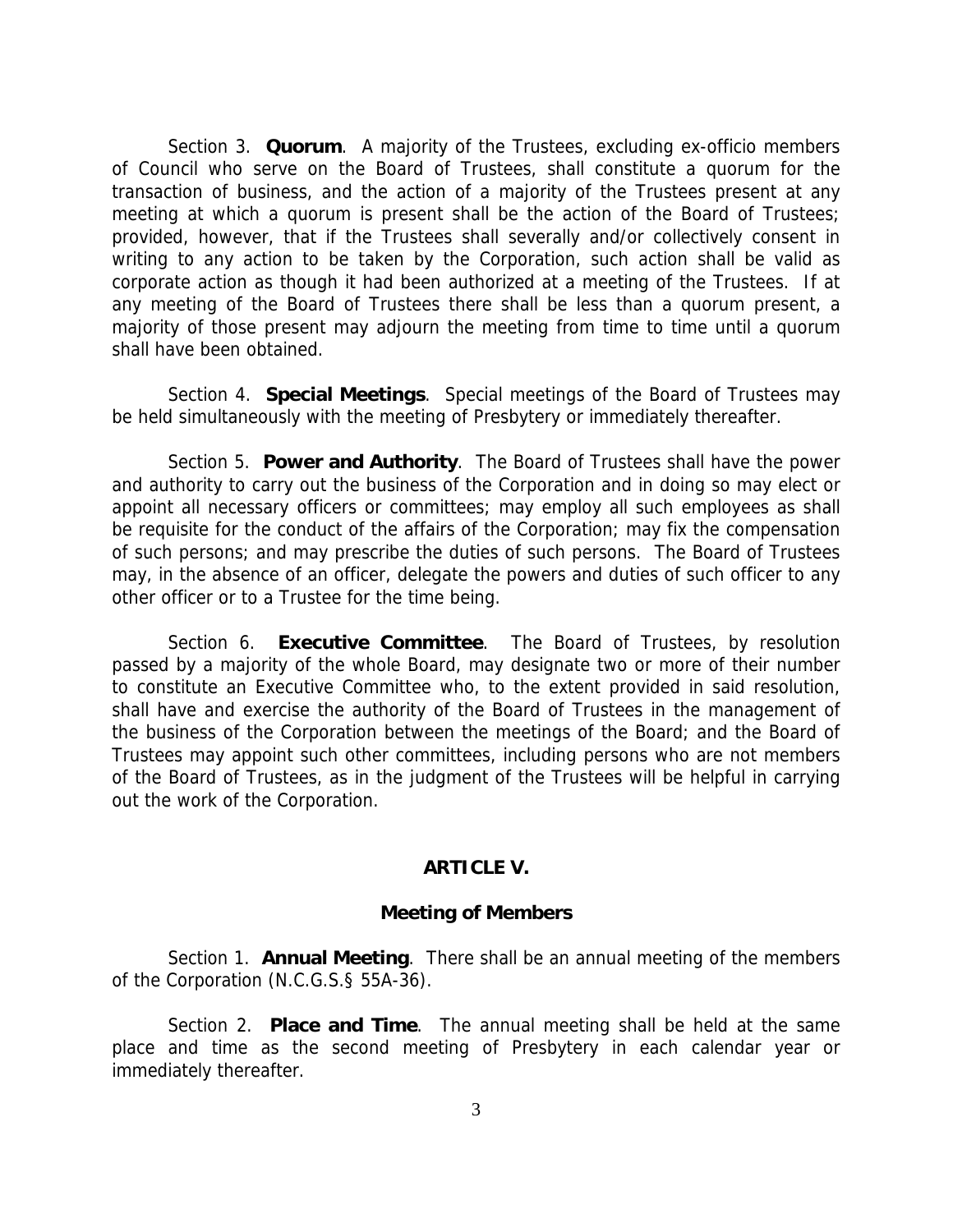Section 3. **Quorum**. A majority of the Trustees, excluding ex-officio members of Council who serve on the Board of Trustees, shall constitute a quorum for the transaction of business, and the action of a majority of the Trustees present at any meeting at which a quorum is present shall be the action of the Board of Trustees; provided, however, that if the Trustees shall severally and/or collectively consent in writing to any action to be taken by the Corporation, such action shall be valid as corporate action as though it had been authorized at a meeting of the Trustees. If at any meeting of the Board of Trustees there shall be less than a quorum present, a majority of those present may adjourn the meeting from time to time until a quorum shall have been obtained.

Section 4. **Special Meetings**. Special meetings of the Board of Trustees may be held simultaneously with the meeting of Presbytery or immediately thereafter.

Section 5. **Power and Authority**. The Board of Trustees shall have the power and authority to carry out the business of the Corporation and in doing so may elect or appoint all necessary officers or committees; may employ all such employees as shall be requisite for the conduct of the affairs of the Corporation; may fix the compensation of such persons; and may prescribe the duties of such persons. The Board of Trustees may, in the absence of an officer, delegate the powers and duties of such officer to any other officer or to a Trustee for the time being.

Section 6. **Executive Committee**. The Board of Trustees, by resolution passed by a majority of the whole Board, may designate two or more of their number to constitute an Executive Committee who, to the extent provided in said resolution, shall have and exercise the authority of the Board of Trustees in the management of the business of the Corporation between the meetings of the Board; and the Board of Trustees may appoint such other committees, including persons who are not members of the Board of Trustees, as in the judgment of the Trustees will be helpful in carrying out the work of the Corporation.

## ARTICLE V.

### Meeting of Members

Section 1. **Annual Meeting**. There shall be an annual meeting of the members of the Corporation (N.C.G.S.§ 55A-36).

Section 2. **Place and Time**. The annual meeting shall be held at the same place and time as the second meeting of Presbytery in each calendar year or immediately thereafter.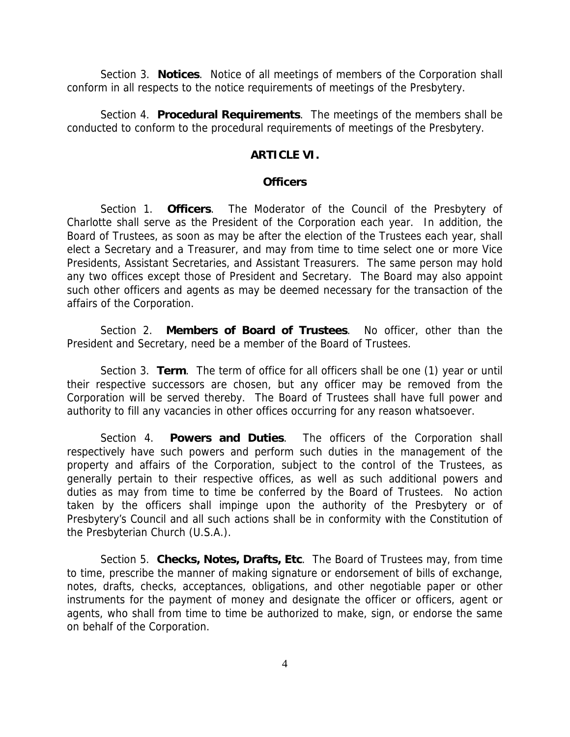Section 3. **Notices**. Notice of all meetings of members of the Corporation shall conform in all respects to the notice requirements of meetings of the Presbytery.

Section 4. **Procedural Requirements**. The meetings of the members shall be conducted to conform to the procedural requirements of meetings of the Presbytery.

## ARTICLE VI.

## Officers

Section 1. **Officers**. The Moderator of the Council of the Presbytery of Charlotte shall serve as the President of the Corporation each year. In addition, the Board of Trustees, as soon as may be after the election of the Trustees each year, shall elect a Secretary and a Treasurer, and may from time to time select one or more Vice Presidents, Assistant Secretaries, and Assistant Treasurers. The same person may hold any two offices except those of President and Secretary. The Board may also appoint such other officers and agents as may be deemed necessary for the transaction of the affairs of the Corporation.

Section 2. **Members of Board of Trustees**. No officer, other than the President and Secretary, need be a member of the Board of Trustees.

Section 3. **Term**. The term of office for all officers shall be one (1) year or until their respective successors are chosen, but any officer may be removed from the Corporation will be served thereby. The Board of Trustees shall have full power and authority to fill any vacancies in other offices occurring for any reason whatsoever.

Section 4. **Powers and Duties**. The officers of the Corporation shall respectively have such powers and perform such duties in the management of the property and affairs of the Corporation, subject to the control of the Trustees, as generally pertain to their respective offices, as well as such additional powers and duties as may from time to time be conferred by the Board of Trustees. No action taken by the officers shall impinge upon the authority of the Presbytery or of Presbytery's Council and all such actions shall be in conformity with the Constitution of the Presbyterian Church (U.S.A.).

Section 5. **Checks, Notes, Drafts, Etc**. The Board of Trustees may, from time to time, prescribe the manner of making signature or endorsement of bills of exchange, notes, drafts, checks, acceptances, obligations, and other negotiable paper or other instruments for the payment of money and designate the officer or officers, agent or agents, who shall from time to time be authorized to make, sign, or endorse the same on behalf of the Corporation.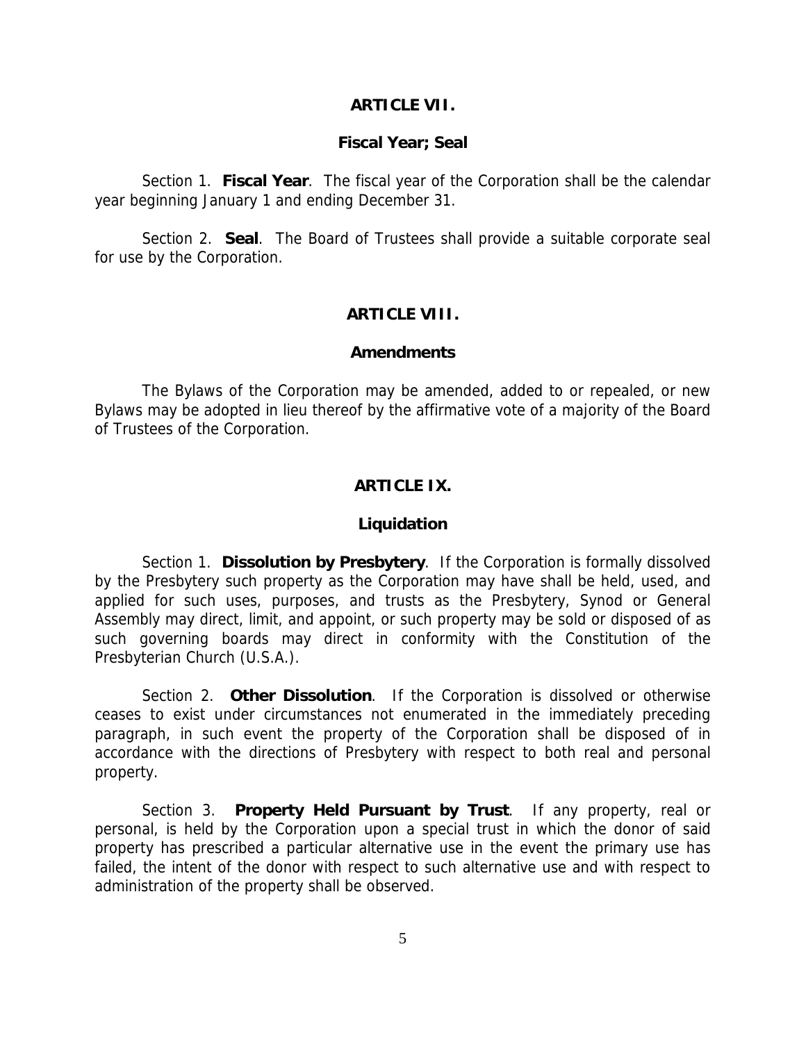## ARTICLE VII.

### Fiscal Year; Seal

Section 1. **Fiscal Year**. The fiscal year of the Corporation shall be the calendar year beginning January 1 and ending December 31.

Section 2. **Seal**. The Board of Trustees shall provide a suitable corporate seal for use by the Corporation.

## ARTICLE VIII.

### Amendments

The Bylaws of the Corporation may be amended, added to or repealed, or new Bylaws may be adopted in lieu thereof by the affirmative vote of a majority of the Board of Trustees of the Corporation.

## ARTICLE IX.

### Liquidation

Section 1. **Dissolution by Presbytery**. If the Corporation is formally dissolved by the Presbytery such property as the Corporation may have shall be held, used, and applied for such uses, purposes, and trusts as the Presbytery, Synod or General Assembly may direct, limit, and appoint, or such property may be sold or disposed of as such governing boards may direct in conformity with the Constitution of the Presbyterian Church (U.S.A.).

Section 2. **Other Dissolution**. If the Corporation is dissolved or otherwise ceases to exist under circumstances not enumerated in the immediately preceding paragraph, in such event the property of the Corporation shall be disposed of in accordance with the directions of Presbytery with respect to both real and personal property.

Section 3. **Property Held Pursuant by Trust**. If any property, real or personal, is held by the Corporation upon a special trust in which the donor of said property has prescribed a particular alternative use in the event the primary use has failed, the intent of the donor with respect to such alternative use and with respect to administration of the property shall be observed.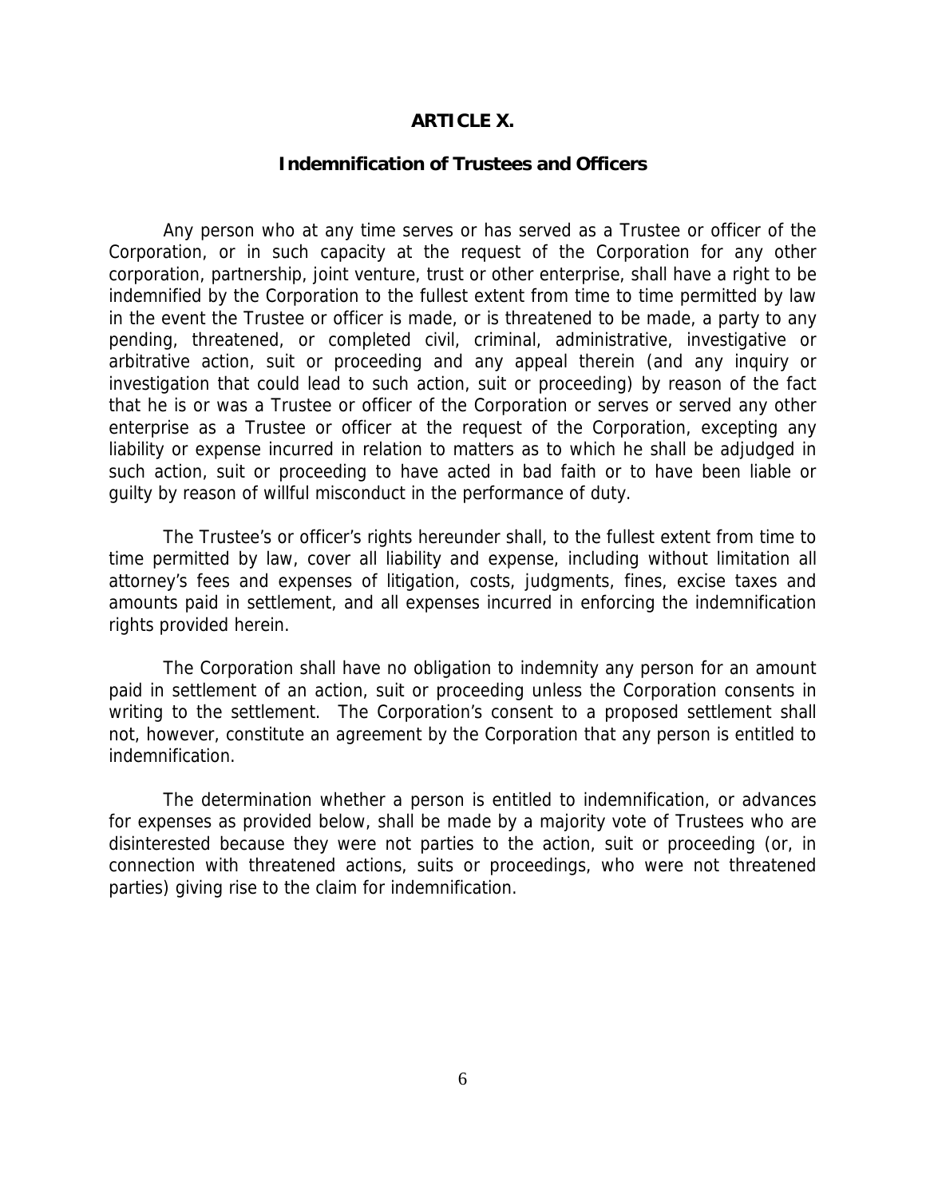# ARTICLE X.

## Indemnification of Trustees and Officers

Any person who at any time serves or has served as a Trustee or officer of the Corporation, or in such capacity at the request of the Corporation for any other corporation, partnership, joint venture, trust or other enterprise, shall have a right to be indemnified by the Corporation to the fullest extent from time to time permitted by law in the event the Trustee or officer is made, or is threatened to be made, a party to any pending, threatened, or completed civil, criminal, administrative, investigative or arbitrative action, suit or proceeding and any appeal therein (and any inquiry or investigation that could lead to such action, suit or proceeding) by reason of the fact that he is or was a Trustee or officer of the Corporation or serves or served any other enterprise as a Trustee or officer at the request of the Corporation, excepting any liability or expense incurred in relation to matters as to which he shall be adjudged in such action, suit or proceeding to have acted in bad faith or to have been liable or guilty by reason of willful misconduct in the performance of duty.

The Trustee's or officer's rights hereunder shall, to the fullest extent from time to time permitted by law, cover all liability and expense, including without limitation all attorney's fees and expenses of litigation, costs, judgments, fines, excise taxes and amounts paid in settlement, and all expenses incurred in enforcing the indemnification rights provided herein.

The Corporation shall have no obligation to indemnity any person for an amount paid in settlement of an action, suit or proceeding unless the Corporation consents in writing to the settlement. The Corporation's consent to a proposed settlement shall not, however, constitute an agreement by the Corporation that any person is entitled to indemnification.

The determination whether a person is entitled to indemnification, or advances for expenses as provided below, shall be made by a majority vote of Trustees who are disinterested because they were not parties to the action, suit or proceeding (or, in connection with threatened actions, suits or proceedings, who were not threatened parties) giving rise to the claim for indemnification.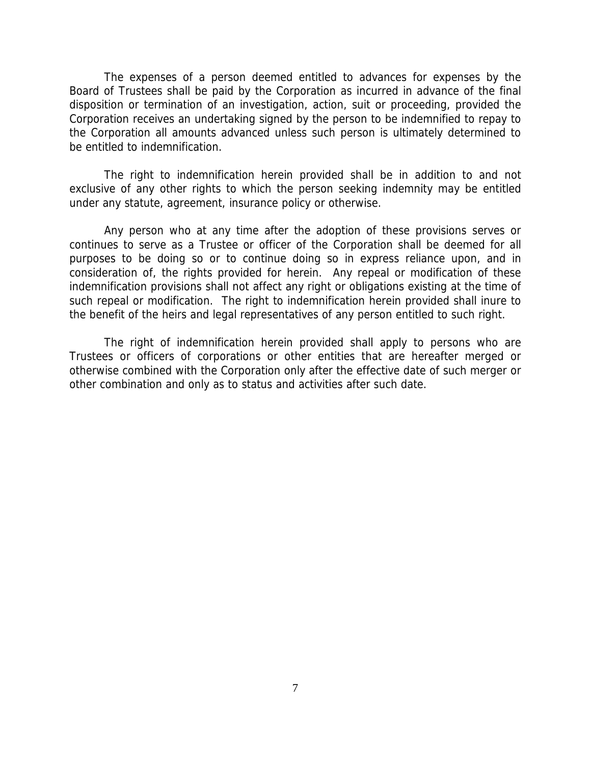The expenses of a person deemed entitled to advances for expenses by the Board of Trustees shall be paid by the Corporation as incurred in advance of the final disposition or termination of an investigation, action, suit or proceeding, provided the Corporation receives an undertaking signed by the person to be indemnified to repay to the Corporation all amounts advanced unless such person is ultimately determined to be entitled to indemnification.

The right to indemnification herein provided shall be in addition to and not exclusive of any other rights to which the person seeking indemnity may be entitled under any statute, agreement, insurance policy or otherwise.

Any person who at any time after the adoption of these provisions serves or continues to serve as a Trustee or officer of the Corporation shall be deemed for all purposes to be doing so or to continue doing so in express reliance upon, and in consideration of, the rights provided for herein. Any repeal or modification of these indemnification provisions shall not affect any right or obligations existing at the time of such repeal or modification. The right to indemnification herein provided shall inure to the benefit of the heirs and legal representatives of any person entitled to such right.

The right of indemnification herein provided shall apply to persons who are Trustees or officers of corporations or other entities that are hereafter merged or otherwise combined with the Corporation only after the effective date of such merger or other combination and only as to status and activities after such date.